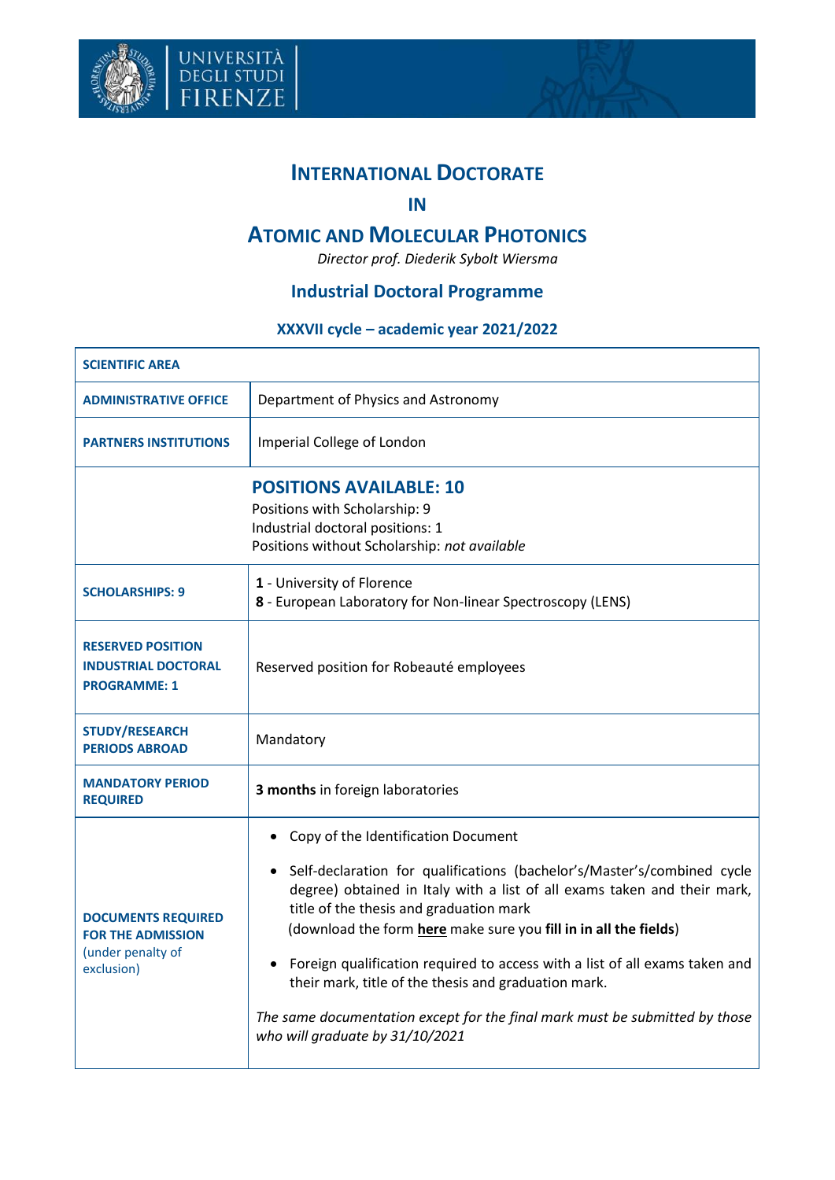# INTERNATIONAL DOCTORATE

## IN

# ATOMIC AND MOLECULAR PHOTONICS

*Director prof. Diederik Sybolt Wiersma*

## Industrial Doctoral Programme

### XXXVII cycle – academic year 2021/2022

| SCIENTIFIC AREA | |
|---|---|
| **ADMINISTRATIVE OFFICE** | Department of Physics and Astronomy |
| **PARTNERS INSTITUTIONS** | Imperial College of London |
| **POSITIONS AVAILABLE: 10**<br>Positions with Scholarship: 9<br>Industrial doctoral positions: 1<br>Positions without Scholarship: *not available* | |
| **SCHOLARSHIPS: 9** | **1** - University of Florence<br>**8** - European Laboratory for Non-linear Spectroscopy (LENS) |
| **RESERVED POSITION INDUSTRIAL DOCTORAL PROGRAMME: 1** | Reserved position for Robeauté employees |
| **STUDY/RESEARCH PERIODS ABROAD** | Mandatory |
| **MANDATORY PERIOD REQUIRED** | **3 months** in foreign laboratories |
| **DOCUMENTS REQUIRED FOR THE ADMISSION** (under penalty of exclusion) | • Copy of the Identification Document<br>• Self-declaration for qualifications (bachelor's/Master's/combined cycle degree) obtained in Italy with a list of all exams taken and their mark, title of the thesis and graduation mark (download the form **here** make sure you **fill in in all the fields**)<br>• Foreign qualification required to access with a list of all exams taken and their mark, title of the thesis and graduation mark.<br>*The same documentation except for the final mark must be submitted by those who will graduate by 31/10/2021* |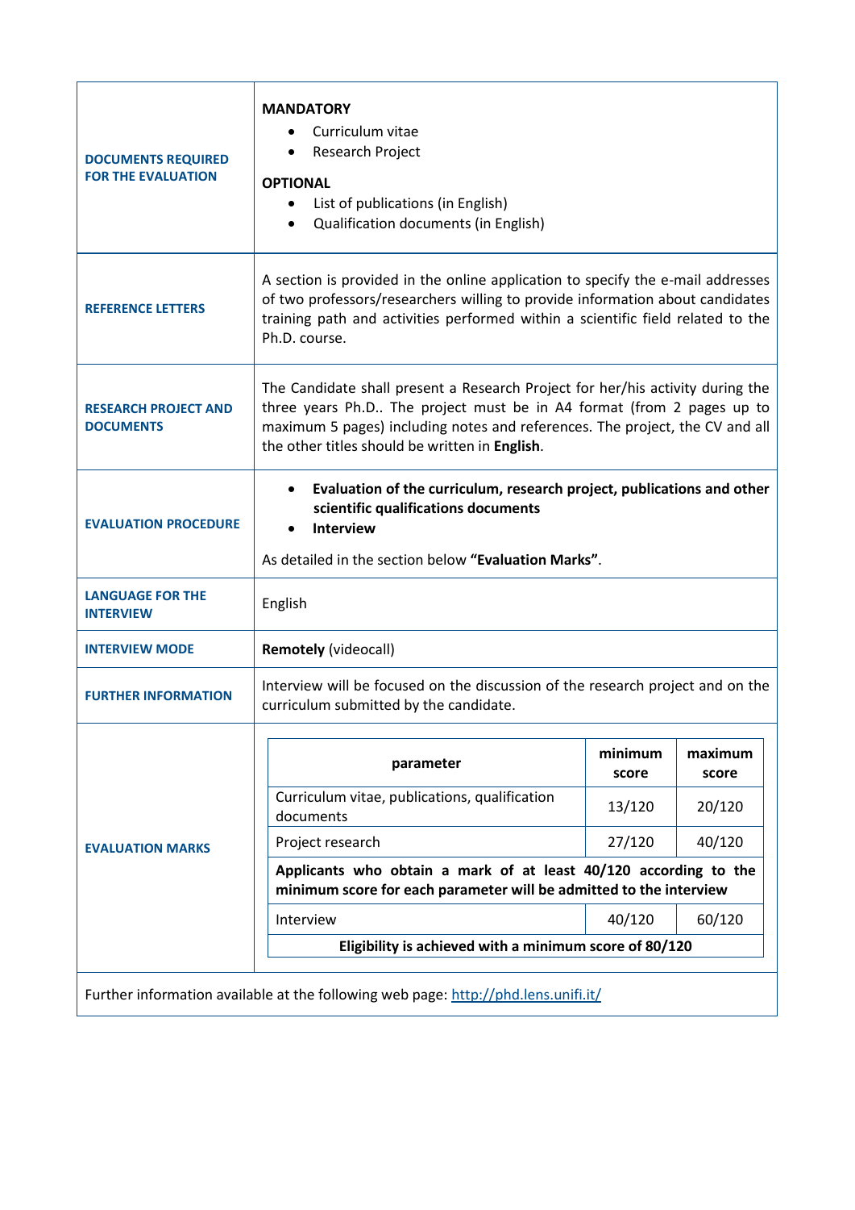| | |
|---|---|
| **DOCUMENTS REQUIRED FOR THE EVALUATION** | **MANDATORY**<br>• Curriculum vitae<br>• Research Project<br><br>**OPTIONAL**<br>• List of publications (in English)<br>• Qualification documents (in English) |
| **REFERENCE LETTERS** | A section is provided in the online application to specify the e-mail addresses of two professors/researchers willing to provide information about candidates training path and activities performed within a scientific field related to the Ph.D. course. |
| **RESEARCH PROJECT AND DOCUMENTS** | The Candidate shall present a Research Project for her/his activity during the three years Ph.D.. The project must be in A4 format (from 2 pages up to maximum 5 pages) including notes and references. The project, the CV and all the other titles should be written in **English**. |
| **EVALUATION PROCEDURE** | • **Evaluation of the curriculum, research project, publications and other scientific qualifications documents**<br>• **Interview**<br><br>As detailed in the section below **"Evaluation Marks"**. |
| **LANGUAGE FOR THE INTERVIEW** | English |
| **INTERVIEW MODE** | **Remotely** (videocall) |
| **FURTHER INFORMATION** | Interview will be focused on the discussion of the research project and on the curriculum submitted by the candidate. |
| **EVALUATION MARKS** | See table below |

**EVALUATION MARKS**

| parameter | minimum score | maximum score |
|---|---|---|
| Curriculum vitae, publications, qualification documents | 13/120 | 20/120 |
| Project research | 27/120 | 40/120 |
| **Applicants who obtain a mark of at least 40/120 according to the minimum score for each parameter will be admitted to the interview** | | |
| Interview | 40/120 | 60/120 |
| **Eligibility is achieved with a minimum score of 80/120** | | |

Further information available at the following web page: [http://phd.lens.unifi.it/](http://phd.lens.unifi.it/)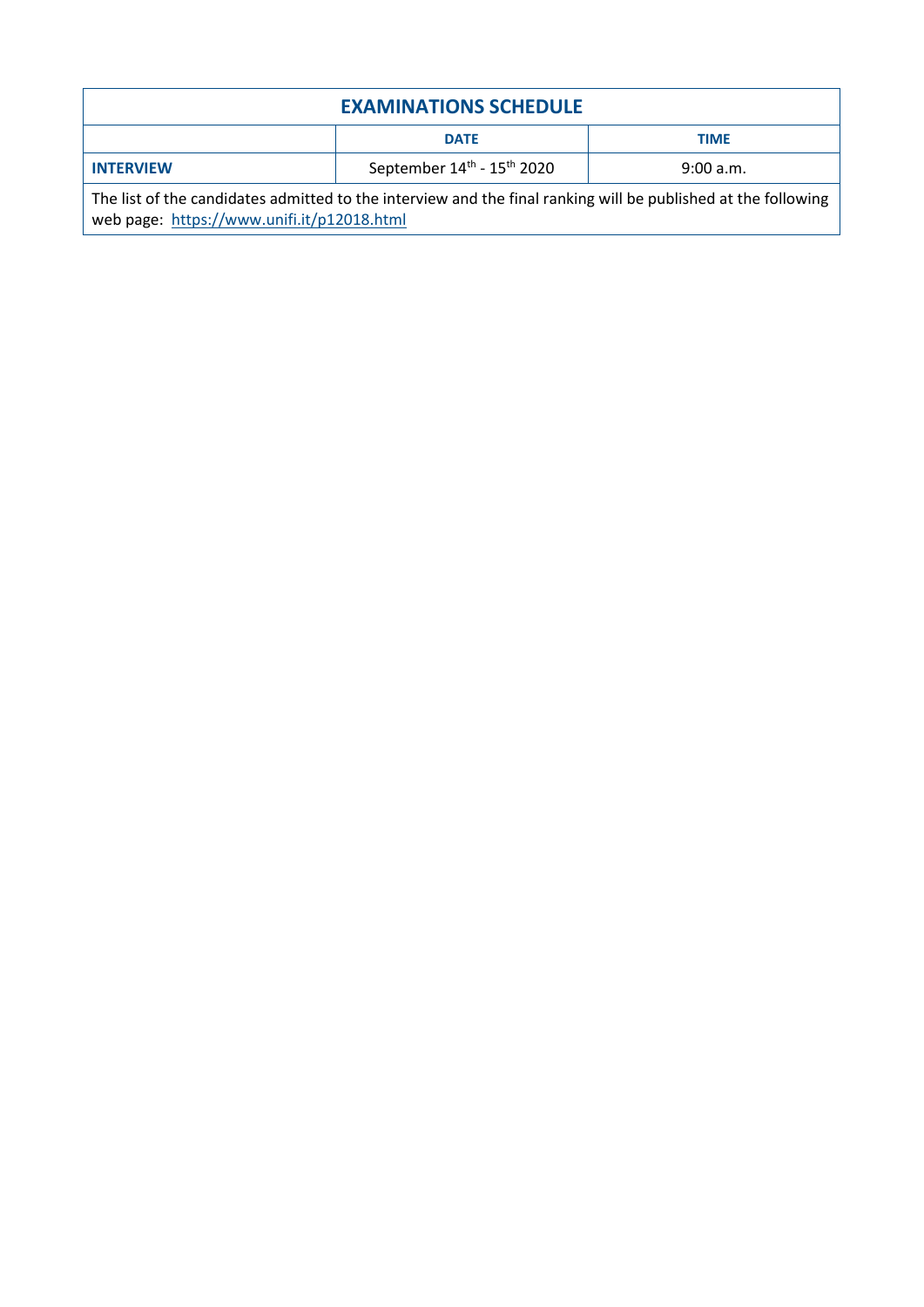| EXAMINATIONS SCHEDULE | | |
|---|---|---|
| | **DATE** | **TIME** |
| **INTERVIEW** | September 14th - 15th 2020 | 9:00 a.m. |

The list of the candidates admitted to the interview and the final ranking will be published at the following web page: https://www.unifi.it/p12018.html